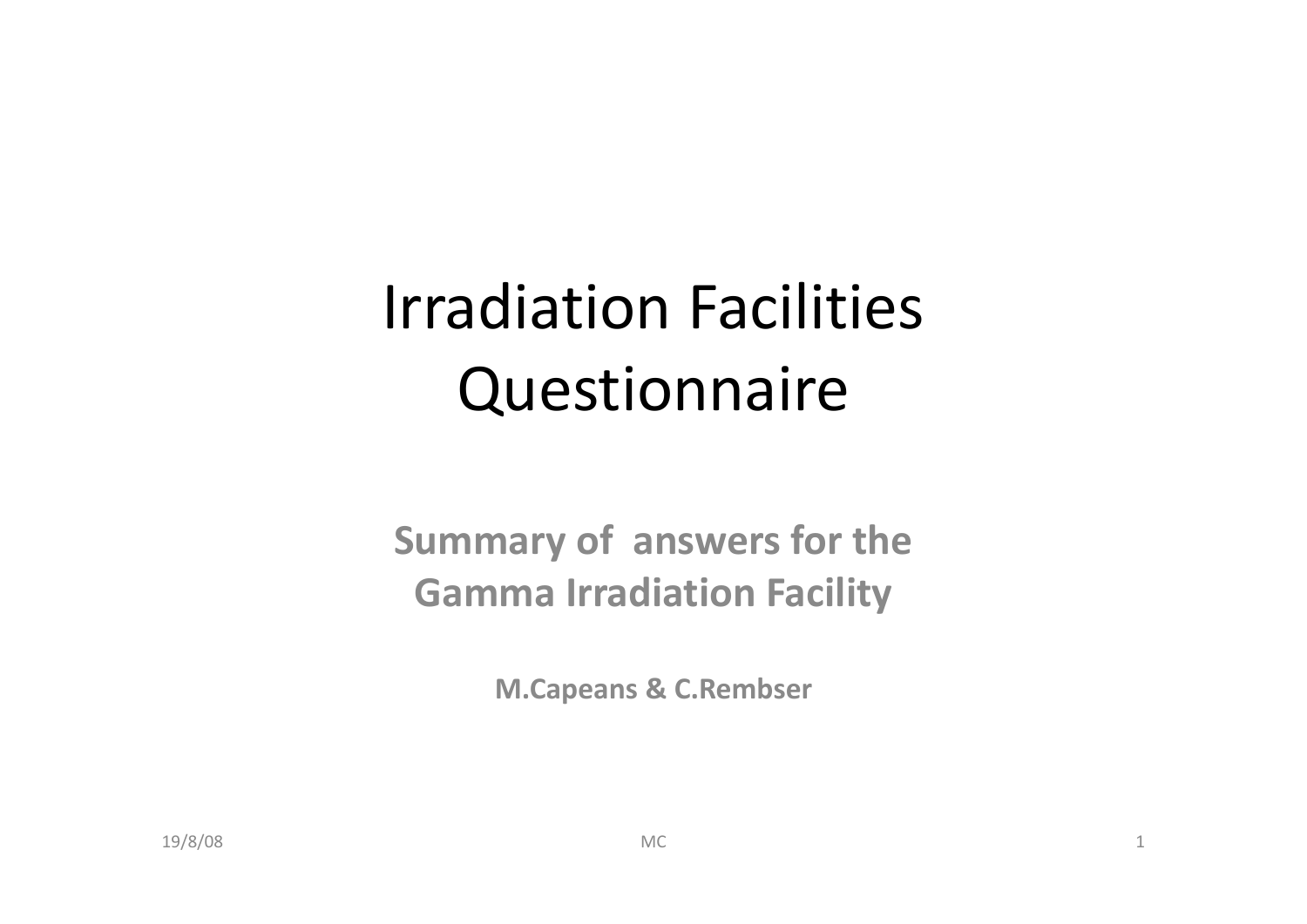# Irradiation Facilities Questionnaire

**Summary of answers for the Gamma Irradiation Facility**

**M.Capeans & C.Rembser**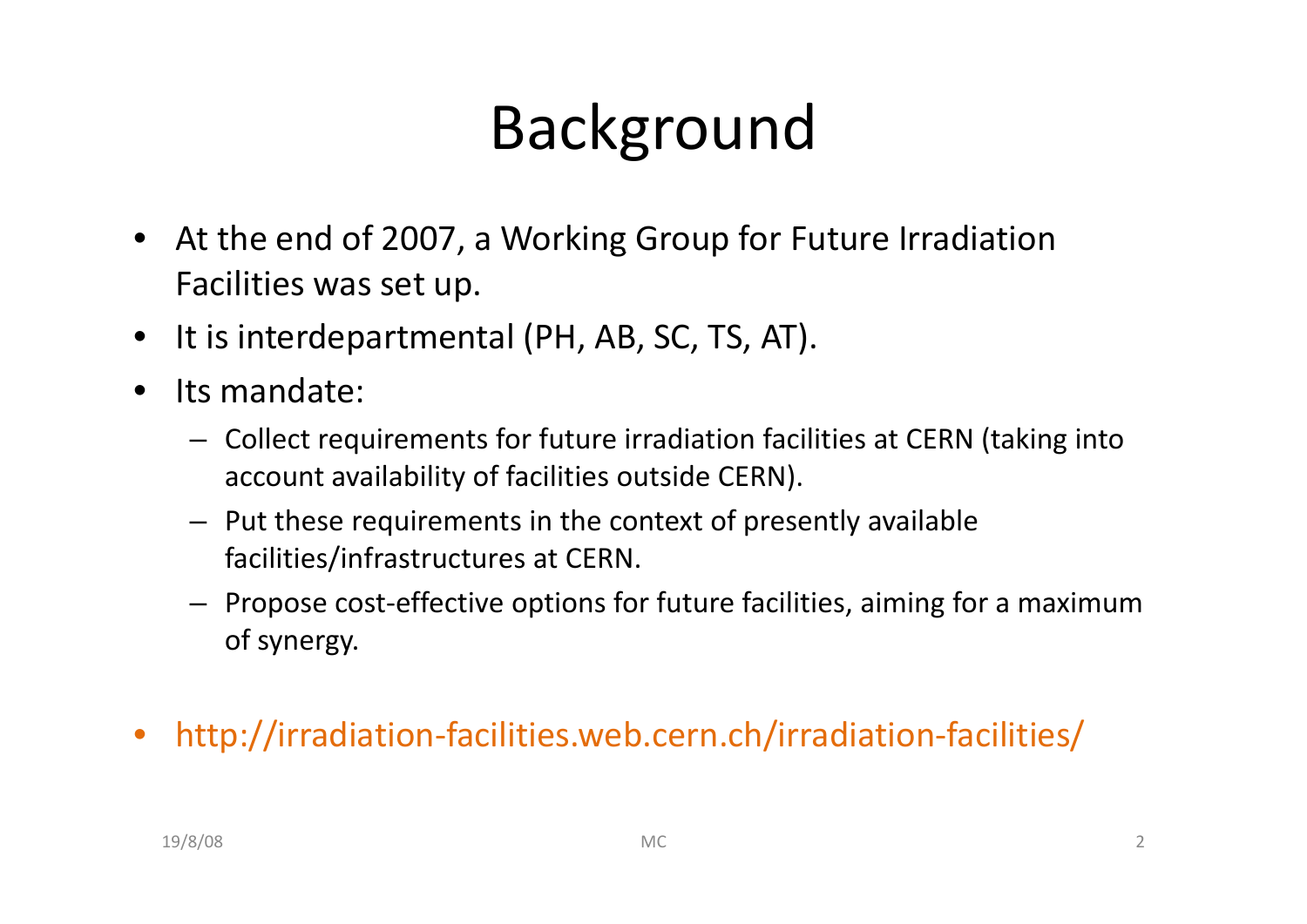# Background

- At the end of 2007, a Working Group for Future Irradiation Facilities was set up.
- It is interdepartmental (PH, AB, SC, TS, AT).
- Its mandate:
  - Collect requirements for future irradiation facilities at CERN (taking into account availability of facilities outside CERN).
  - Put these requirements in the context of presently available facilities/infrastructures at CERN.
  - Propose cost-effective options for future facilities, aiming for a maximum of synergy.

- http://irradiation-facilities.web.cern.ch/irradiation-facilities/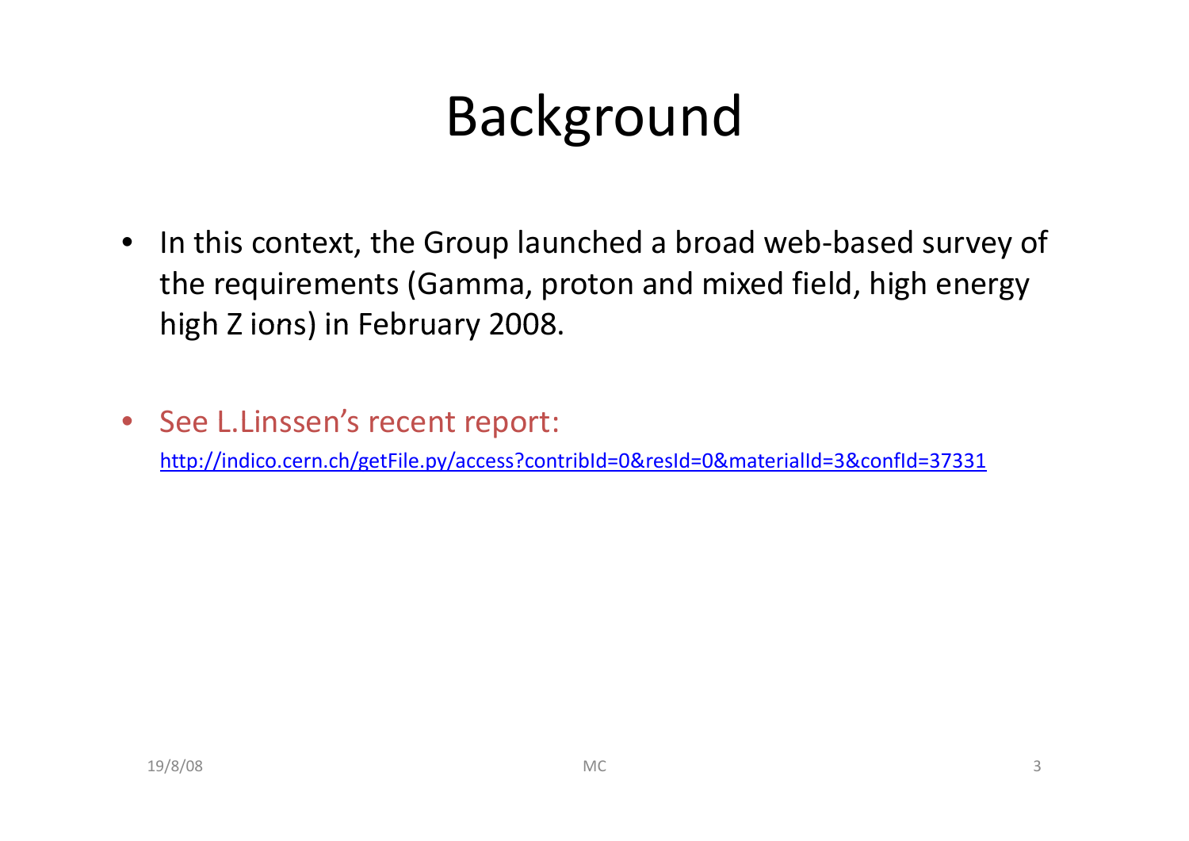# Background

- In this context, the Group launched a broad web-based survey of the requirements (Gamma, proton and mixed field, high energy high Z ions) in February 2008.

- See L.Linssen's recent report:
  http://indico.cern.ch/getFile.py/access?contribId=0&resId=0&materialId=3&confId=37331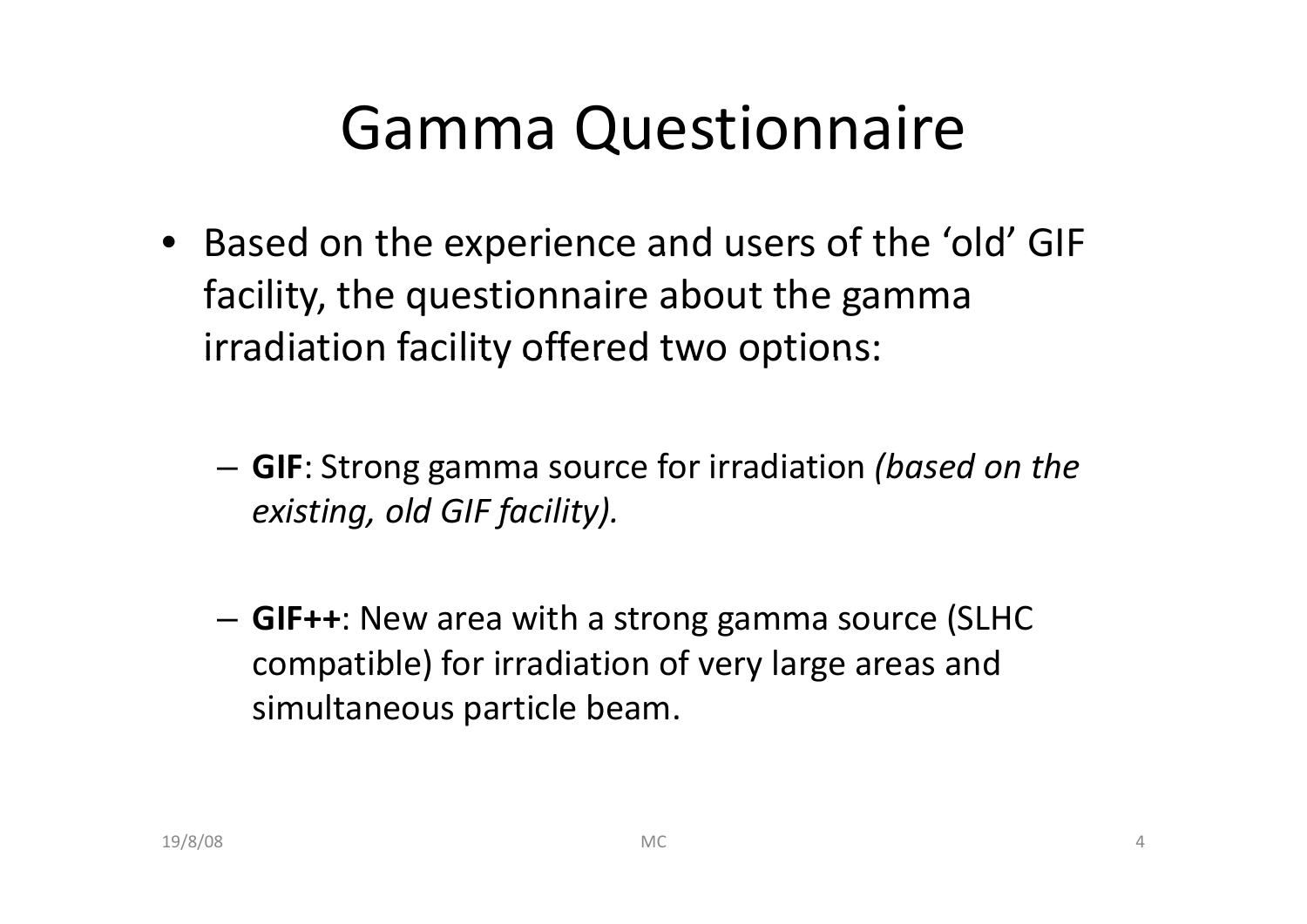# Gamma Questionnaire

- Based on the experience and users of the 'old' GIF facility, the questionnaire about the gamma irradiation facility offered two options:
  - **GIF**: Strong gamma source for irradiation *(based on the existing, old GIF facility).*
  - **GIF++**: New area with a strong gamma source (SLHC compatible) for irradiation of very large areas and simultaneous particle beam.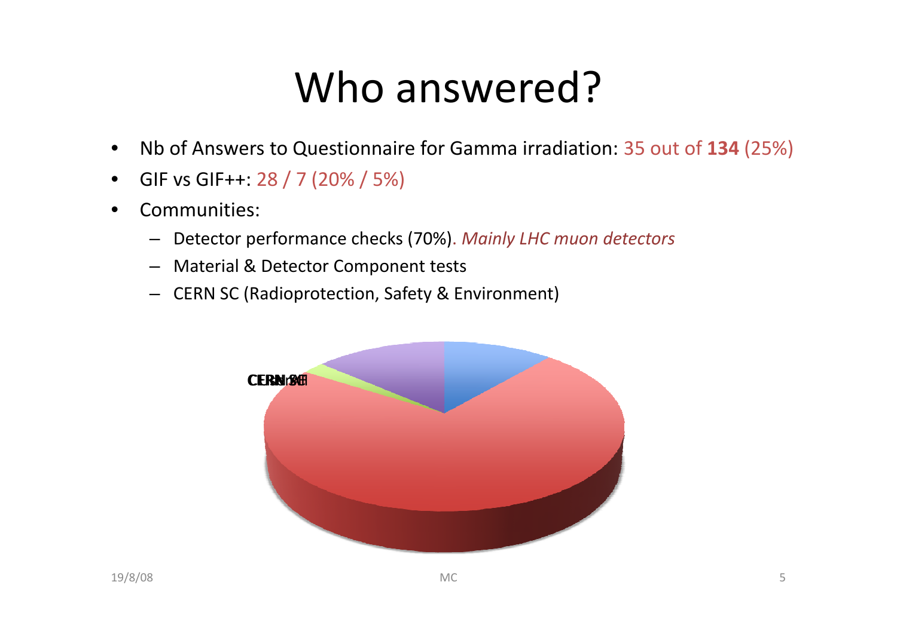# Who answered?

- Nb of Answers to Questionnaire for Gamma irradiation: 35 out of **134** (25%)
- GIF vs GIF++: 28 / 7 (20% / 5%)
- Communities:
  - Detector performance checks (70%). *Mainly LHC muon detectors*
  - Material & Detector Component tests
  - CERN SC (Radioprotection, Safety & Environment)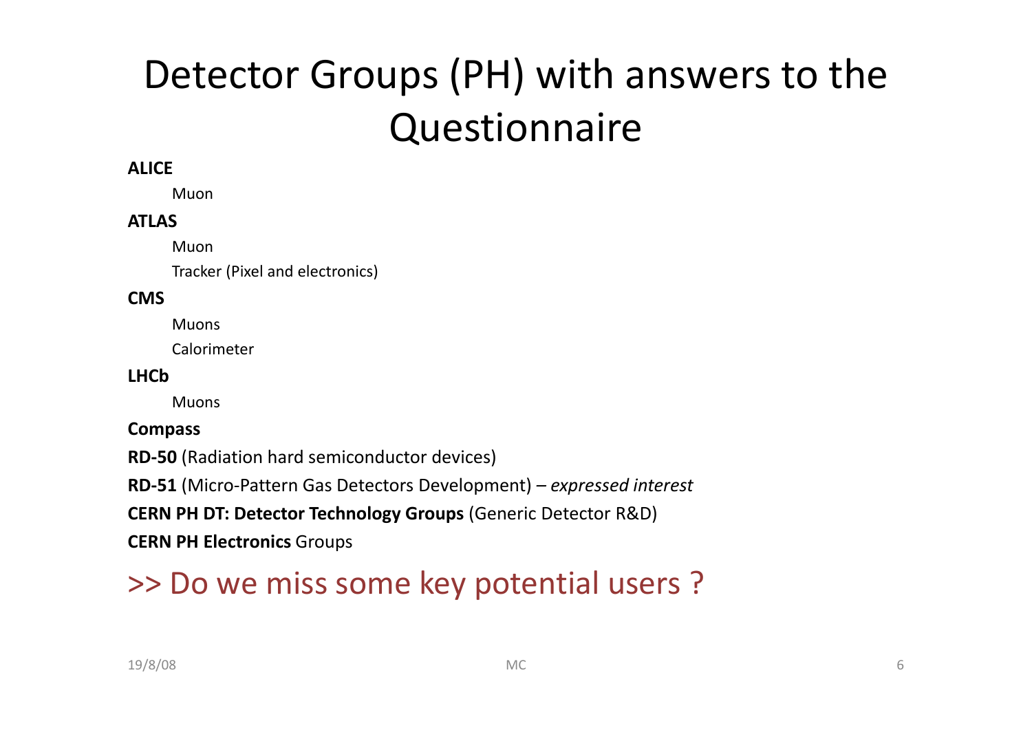# Detector Groups (PH) with answers to the Questionnaire

**ALICE**

- Muon

**ATLAS**

- Muon
- Tracker (Pixel and electronics)

**CMS**

- Muons
- Calorimeter

**LHCb**

- Muons

**Compass**

**RD-50** (Radiation hard semiconductor devices)

**RD-51** (Micro-Pattern Gas Detectors Development) – *expressed interest*

**CERN PH DT: Detector Technology Groups** (Generic Detector R&D)

**CERN PH Electronics** Groups

>> Do we miss some key potential users ?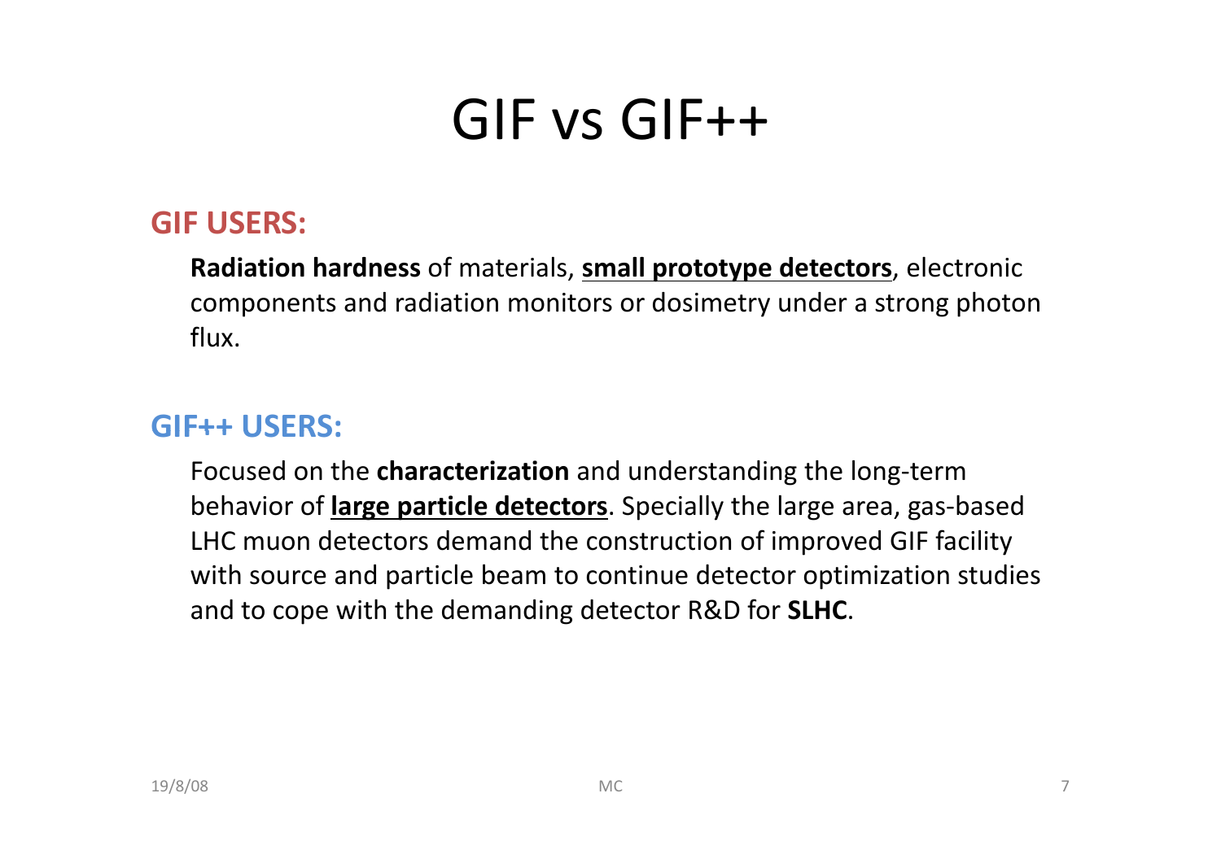# GIF vs GIF++

## GIF USERS:

**Radiation hardness** of materials, **small prototype detectors**, electronic components and radiation monitors or dosimetry under a strong photon flux.

## GIF++ USERS:

Focused on the **characterization** and understanding the long-term behavior of **large particle detectors**. Specially the large area, gas-based LHC muon detectors demand the construction of improved GIF facility with source and particle beam to continue detector optimization studies and to cope with the demanding detector R&D for **SLHC**.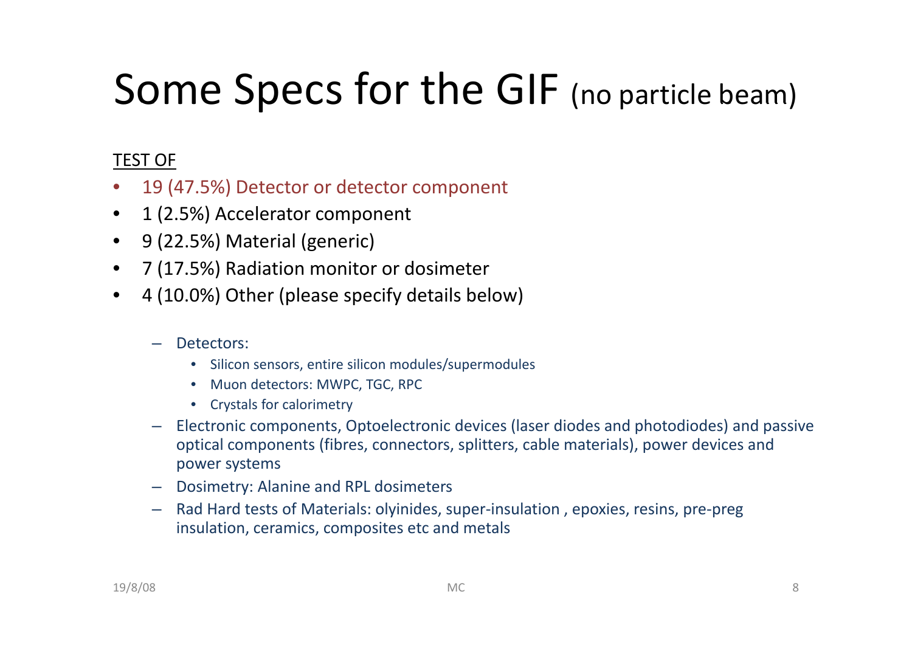# Some Specs for the GIF (no particle beam)

TEST OF

- 19 (47.5%) Detector or detector component
- 1 (2.5%) Accelerator component
- 9 (22.5%) Material (generic)
- 7 (17.5%) Radiation monitor or dosimeter
- 4 (10.0%) Other (please specify details below)

  - Detectors:
    - Silicon sensors, entire silicon modules/supermodules
    - Muon detectors: MWPC, TGC, RPC
    - Crystals for calorimetry
  - Electronic components, Optoelectronic devices (laser diodes and photodiodes) and passive optical components (fibres, connectors, splitters, cable materials), power devices and power systems
  - Dosimetry: Alanine and RPL dosimeters
  - Rad Hard tests of Materials: olyinides, super-insulation , epoxies, resins, pre-preg insulation, ceramics, composites etc and metals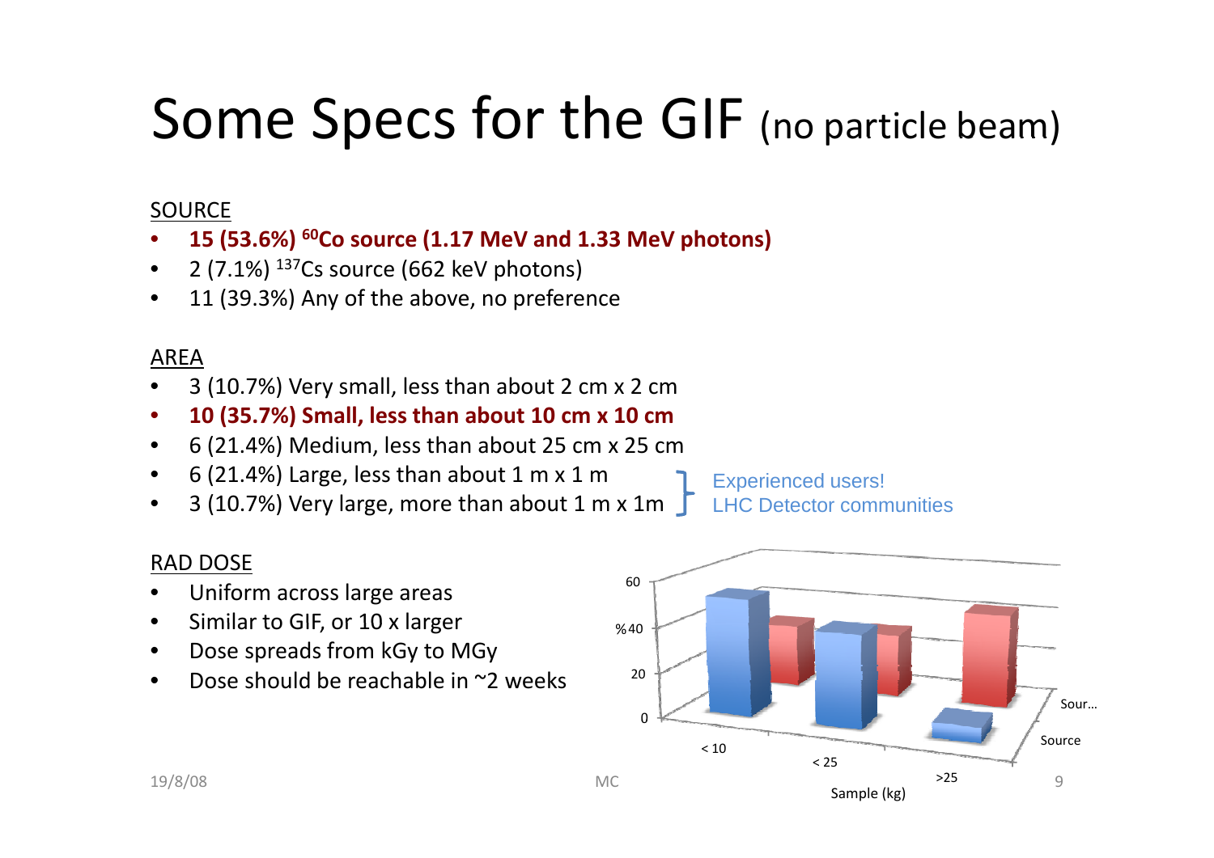# Some Specs for the GIF (no particle beam)

SOURCE

- **15 (53.6%) $^{60}Co$ source (1.17 MeV and 1.33 MeV photons)**
- 2 (7.1%) $^{137}Cs$ source (662 keV photons)
- 11 (39.3%) Any of the above, no preference

AREA

- 3 (10.7%) Very small, less than about 2 cm x 2 cm
- **10 (35.7%) Small, less than about 10 cm x 10 cm**
- 6 (21.4%) Medium, less than about 25 cm x 25 cm
- 6 (21.4%) Large, less than about 1 m x 1 m
- 3 (10.7%) Very large, more than about 1 m x 1m

Experienced users! LHC Detector communities

RAD DOSE

- Uniform across large areas
- Similar to GIF, or 10 x larger
- Dose spreads from kGy to MGy
- Dose should be reachable in ~2 weeks

60
%40
20
0
< 10
< 25
>25
Sample (kg)
Sour…
Source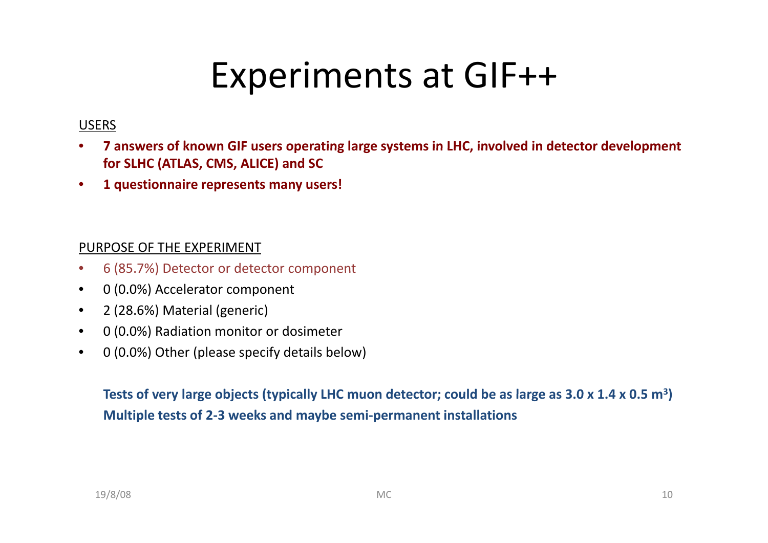# Experiments at GIF++

USERS

- **7 answers of known GIF users operating large systems in LHC, involved in detector development for SLHC (ATLAS, CMS, ALICE) and SC**
- **1 questionnaire represents many users!**

PURPOSE OF THE EXPERIMENT

- 6 (85.7%) Detector or detector component
- 0 (0.0%) Accelerator component
- 2 (28.6%) Material (generic)
- 0 (0.0%) Radiation monitor or dosimeter
- 0 (0.0%) Other (please specify details below)

**Tests of very large objects (typically LHC muon detector; could be as large as 3.0 x 1.4 x 0.5 $m^3$)**
**Multiple tests of 2-3 weeks and maybe semi-permanent installations**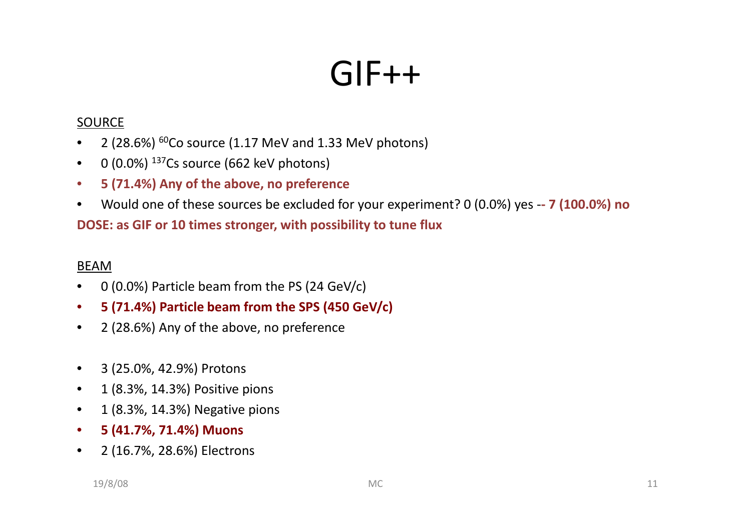# GIF++

<u>SOURCE</u>

- 2 (28.6%) $^{60}$Co source (1.17 MeV and 1.33 MeV photons)
- 0 (0.0%) $^{137}$Cs source (662 keV photons)
- **5 (71.4%) Any of the above, no preference**
- Would one of these sources be excluded for your experiment? 0 (0.0%) yes -**- 7 (100.0%) no**

**DOSE: as GIF or 10 times stronger, with possibility to tune flux**

<u>BEAM</u>

- 0 (0.0%) Particle beam from the PS (24 GeV/c)
- **5 (71.4%) Particle beam from the SPS (450 GeV/c)**
- 2 (28.6%) Any of the above, no preference

- 3 (25.0%, 42.9%) Protons
- 1 (8.3%, 14.3%) Positive pions
- 1 (8.3%, 14.3%) Negative pions
- **5 (41.7%, 71.4%) Muons**
- 2 (16.7%, 28.6%) Electrons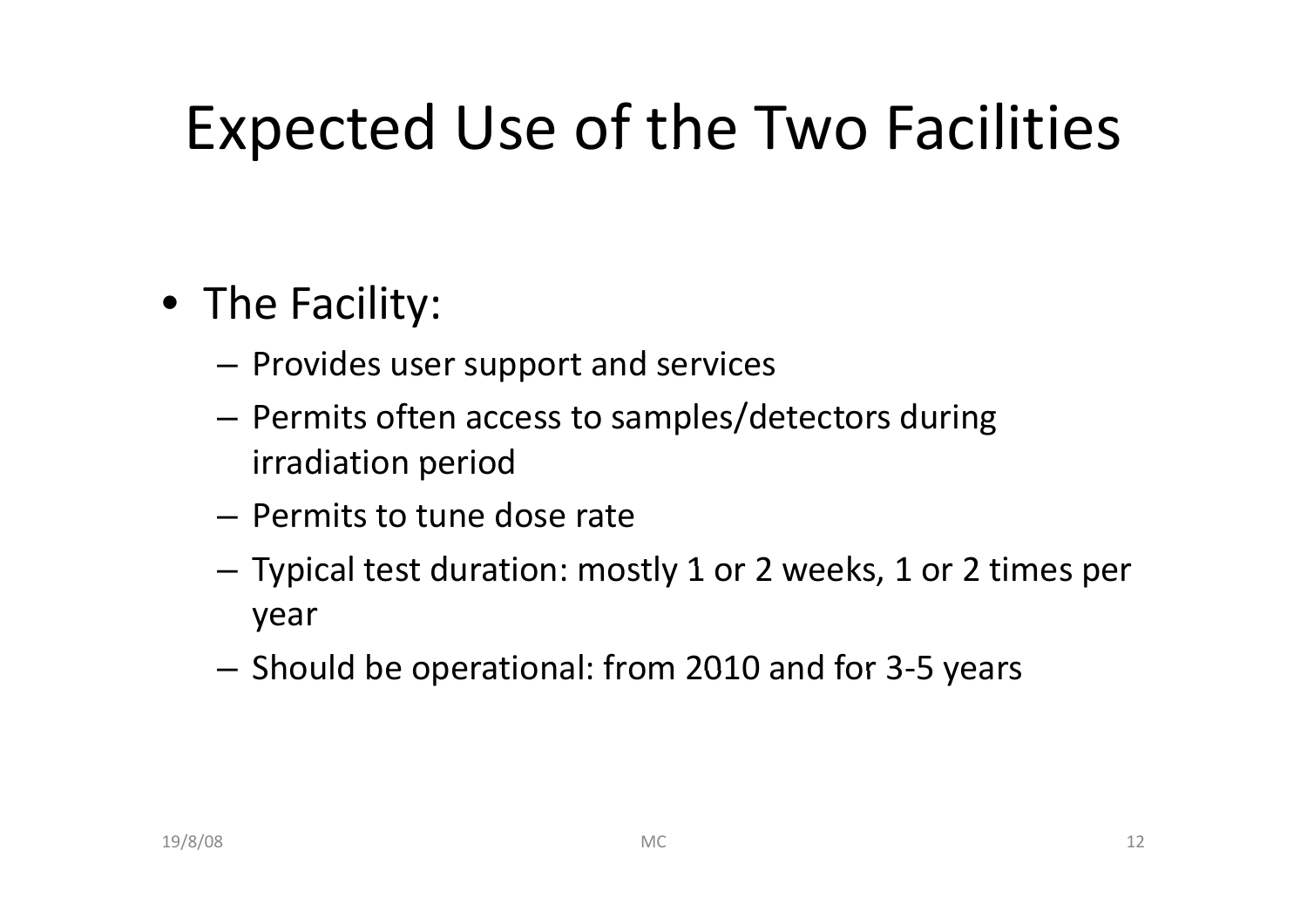# Expected Use of the Two Facilities

- The Facility:
  - Provides user support and services
  - Permits often access to samples/detectors during irradiation period
  - Permits to tune dose rate
  - Typical test duration: mostly 1 or 2 weeks, 1 or 2 times per year
  - Should be operational: from 2010 and for 3-5 years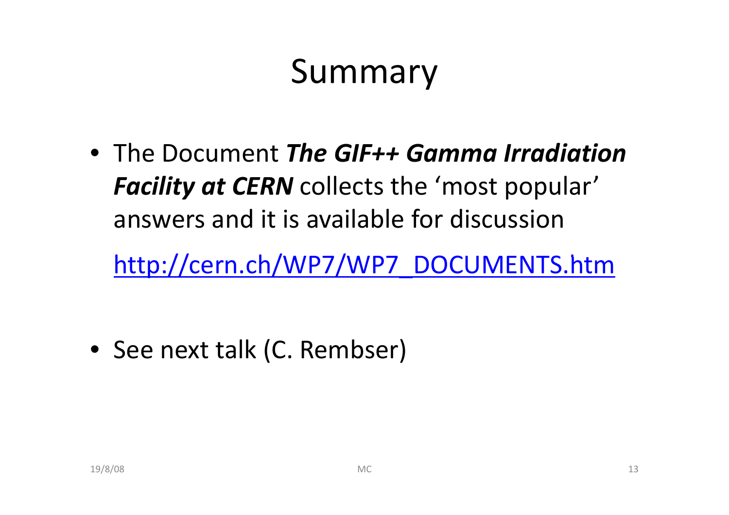# Summary

- The Document ***The GIF++ Gamma Irradiation Facility at CERN*** collects the 'most popular' answers and it is available for discussion

  http://cern.ch/WP7/WP7_DOCUMENTS.htm

- See next talk (C. Rembser)